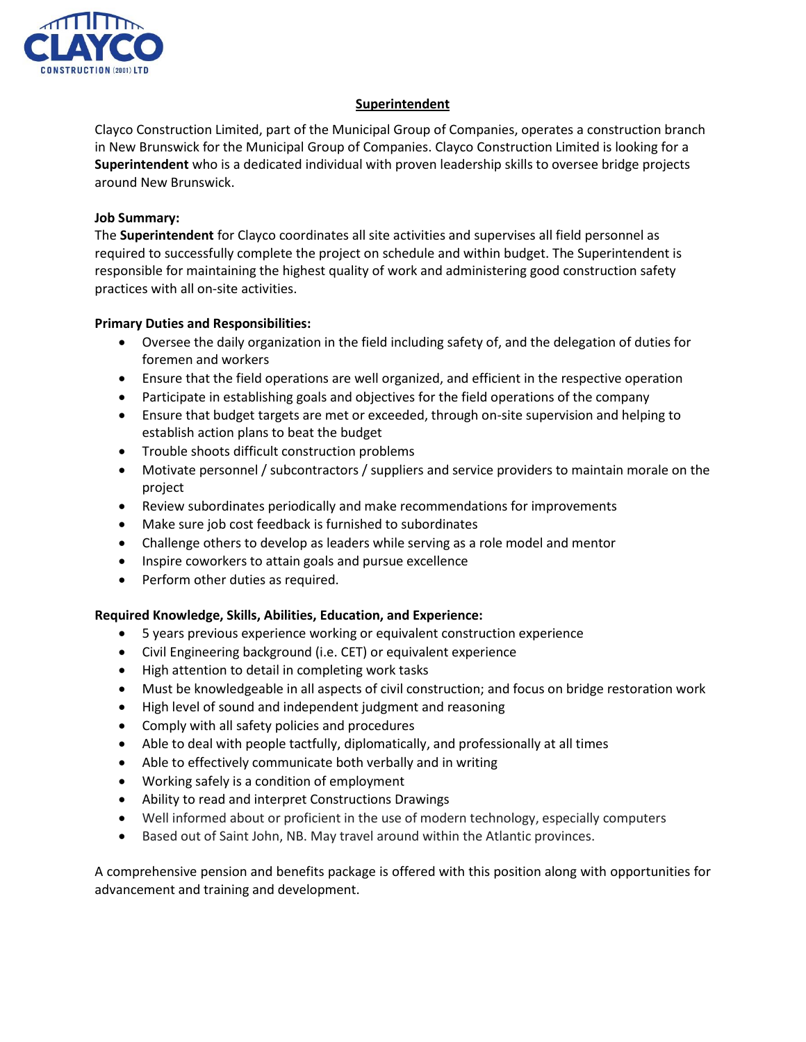# Superintendent

Clayco Construction Limited, part of the Municipal Group of Companies, operates a construction branch in New Brunswick for the Municipal Group of Companies. Clayco Construction Limited is looking for a **Superintendent** who is a dedicated individual with proven leadership skills to oversee bridge projects around New Brunswick.

**Job Summary:**

The **Superintendent** for Clayco coordinates all site activities and supervises all field personnel as required to successfully complete the project on schedule and within budget. The Superintendent is responsible for maintaining the highest quality of work and administering good construction safety practices with all on-site activities.

**Primary Duties and Responsibilities:**

- Oversee the daily organization in the field including safety of, and the delegation of duties for foremen and workers
- Ensure that the field operations are well organized, and efficient in the respective operation
- Participate in establishing goals and objectives for the field operations of the company
- Ensure that budget targets are met or exceeded, through on-site supervision and helping to establish action plans to beat the budget
- Trouble shoots difficult construction problems
- Motivate personnel / subcontractors / suppliers and service providers to maintain morale on the project
- Review subordinates periodically and make recommendations for improvements
- Make sure job cost feedback is furnished to subordinates
- Challenge others to develop as leaders while serving as a role model and mentor
- Inspire coworkers to attain goals and pursue excellence
- Perform other duties as required.

**Required Knowledge, Skills, Abilities, Education, and Experience:**

- 5 years previous experience working or equivalent construction experience
- Civil Engineering background (i.e. CET) or equivalent experience
- High attention to detail in completing work tasks
- Must be knowledgeable in all aspects of civil construction; and focus on bridge restoration work
- High level of sound and independent judgment and reasoning
- Comply with all safety policies and procedures
- Able to deal with people tactfully, diplomatically, and professionally at all times
- Able to effectively communicate both verbally and in writing
- Working safely is a condition of employment
- Ability to read and interpret Constructions Drawings
- Well informed about or proficient in the use of modern technology, especially computers
- Based out of Saint John, NB. May travel around within the Atlantic provinces.

A comprehensive pension and benefits package is offered with this position along with opportunities for advancement and training and development.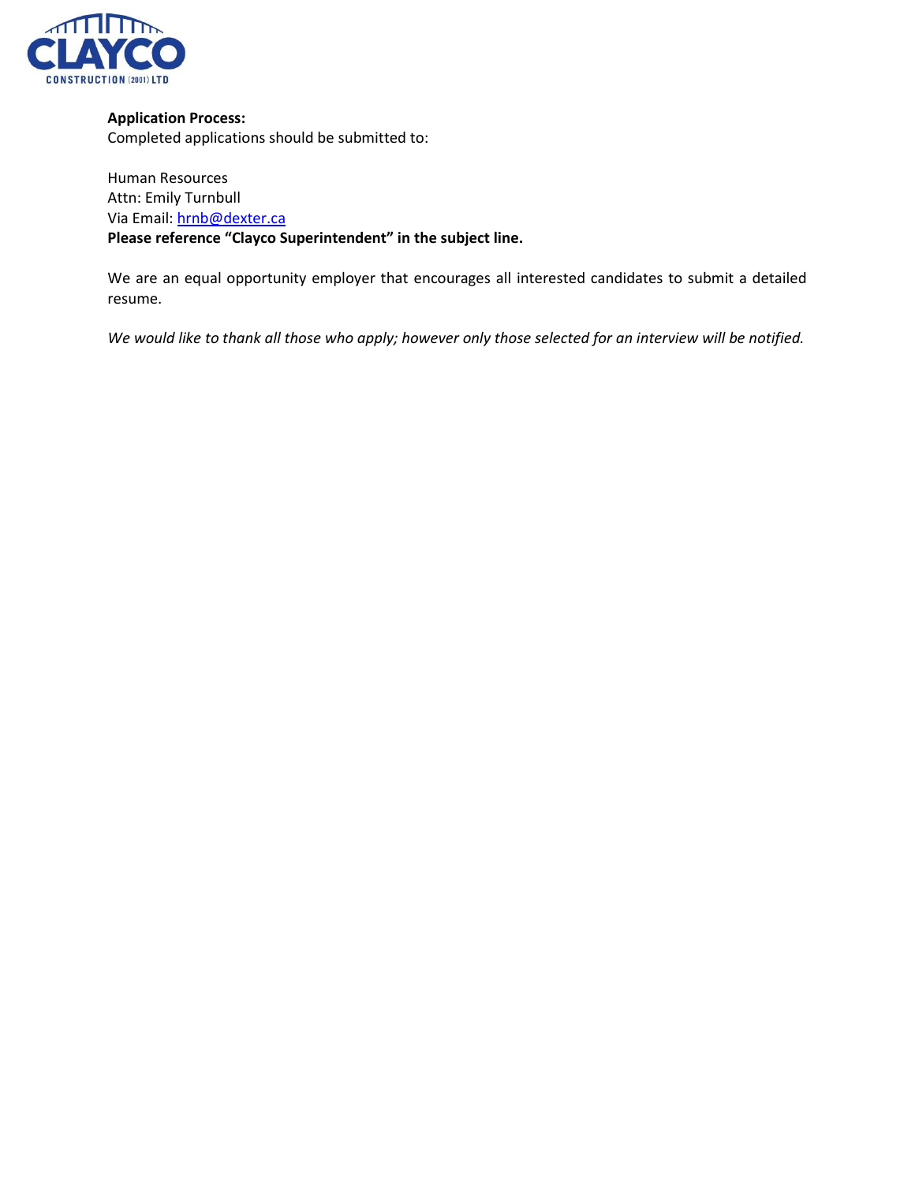**Application Process:**
Completed applications should be submitted to:

Human Resources
Attn: Emily Turnbull
Via Email: hrnb@dexter.ca
**Please reference "Clayco Superintendent" in the subject line.**

We are an equal opportunity employer that encourages all interested candidates to submit a detailed resume.

*We would like to thank all those who apply; however only those selected for an interview will be notified.*